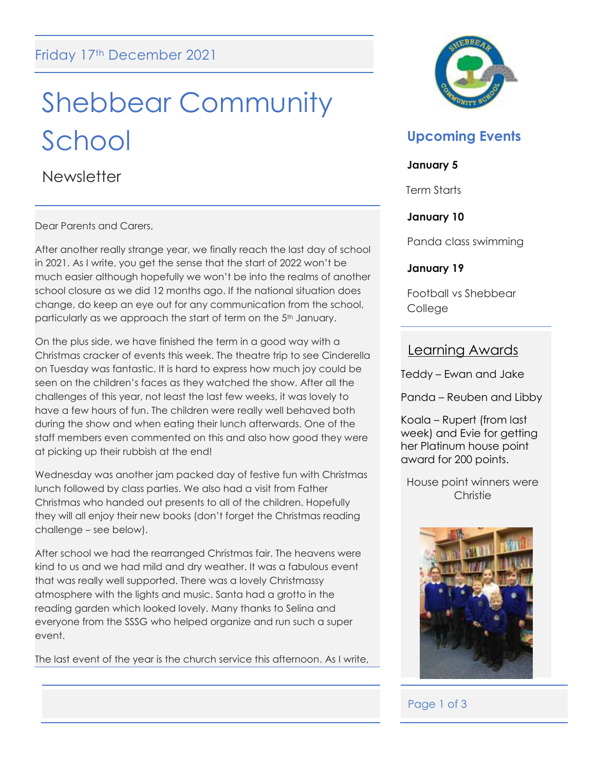Friday 17th December 2021

# Shebbear Community School

## Newsletter

Dear Parents and Carers,

After another really strange year, we finally reach the last day of school in 2021. As I write, you get the sense that the start of 2022 won't be much easier although hopefully we won't be into the realms of another school closure as we did 12 months ago. If the national situation does change, do keep an eye out for any communication from the school, particularly as we approach the start of term on the 5th January.

On the plus side, we have finished the term in a good way with a Christmas cracker of events this week. The theatre trip to see Cinderella on Tuesday was fantastic. It is hard to express how much joy could be seen on the children's faces as they watched the show. After all the challenges of this year, not least the last few weeks, it was lovely to have a few hours of fun. The children were really well behaved both during the show and when eating their lunch afterwards. One of the staff members even commented on this and also how good they were at picking up their rubbish at the end!

Wednesday was another jam packed day of festive fun with Christmas lunch followed by class parties. We also had a visit from Father Christmas who handed out presents to all of the children. Hopefully they will all enjoy their new books (don't forget the Christmas reading challenge – see below).

After school we had the rearranged Christmas fair. The heavens were kind to us and we had mild and dry weather. It was a fabulous event that was really well supported. There was a lovely Christmassy atmosphere with the lights and music. Santa had a grotto in the reading garden which looked lovely. Many thanks to Selina and everyone from the SSSG who helped organize and run such a super event.

The last event of the year is the church service this afternoon. As I write,

## Upcoming Events

**January 5**

Term Starts

**January 10**

Panda class swimming

**January 19**

Football vs Shebbear College

## Learning Awards

Teddy – Ewan and Jake

Panda – Reuben and Libby

Koala – Rupert (from last week) and Evie for getting her Platinum house point award for 200 points.

House point winners were Christie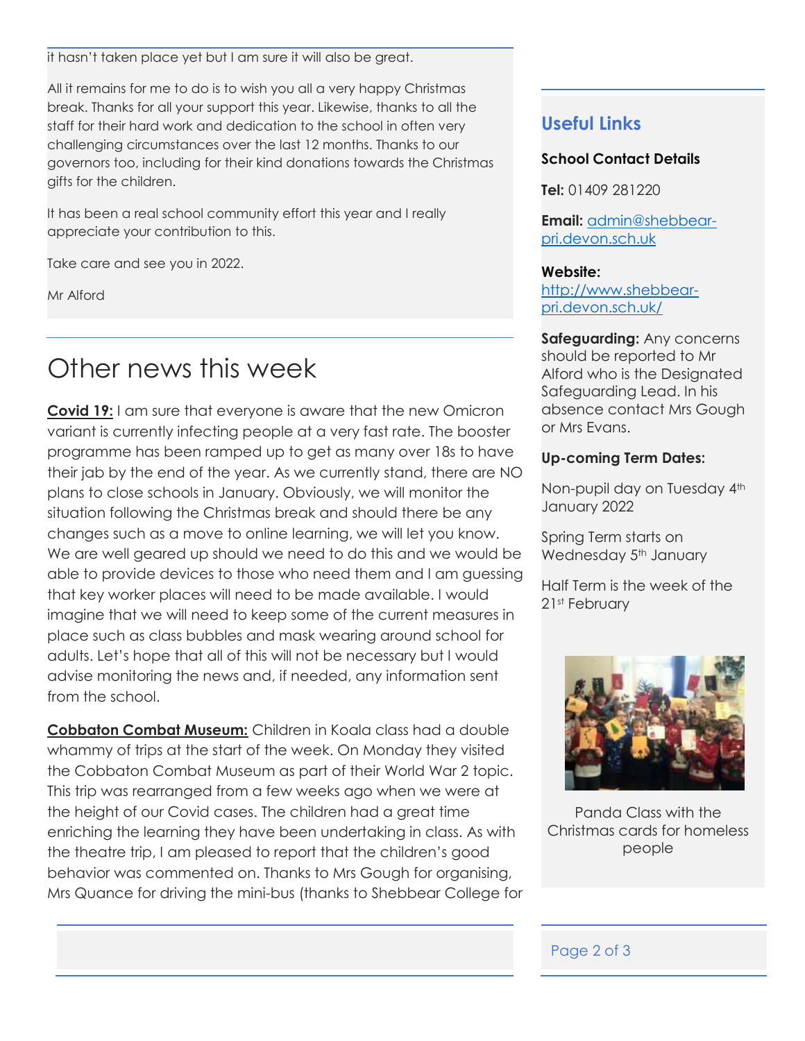it hasn't taken place yet but I am sure it will also be great.

All it remains for me to do is to wish you all a very happy Christmas break. Thanks for all your support this year. Likewise, thanks to all the staff for their hard work and dedication to the school in often very challenging circumstances over the last 12 months. Thanks to our governors too, including for their kind donations towards the Christmas gifts for the children.

It has been a real school community effort this year and I really appreciate your contribution to this.

Take care and see you in 2022.

Mr Alford

# Other news this week

**Covid 19:** I am sure that everyone is aware that the new Omicron variant is currently infecting people at a very fast rate. The booster programme has been ramped up to get as many over 18s to have their jab by the end of the year. As we currently stand, there are NO plans to close schools in January. Obviously, we will monitor the situation following the Christmas break and should there be any changes such as a move to online learning, we will let you know. We are well geared up should we need to do this and we would be able to provide devices to those who need them and I am guessing that key worker places will need to be made available. I would imagine that we will need to keep some of the current measures in place such as class bubbles and mask wearing around school for adults. Let's hope that all of this will not be necessary but I would advise monitoring the news and, if needed, any information sent from the school.

**Cobbaton Combat Museum:** Children in Koala class had a double whammy of trips at the start of the week. On Monday they visited the Cobbaton Combat Museum as part of their World War 2 topic. This trip was rearranged from a few weeks ago when we were at the height of our Covid cases. The children had a great time enriching the learning they have been undertaking in class. As with the theatre trip, I am pleased to report that the children's good behavior was commented on. Thanks to Mrs Gough for organising, Mrs Quance for driving the mini-bus (thanks to Shebbear College for

## Useful Links

**School Contact Details**

**Tel:** 01409 281220

**Email:** admin@shebbear-pri.devon.sch.uk

**Website:** http://www.shebbear-pri.devon.sch.uk/

**Safeguarding:** Any concerns should be reported to Mr Alford who is the Designated Safeguarding Lead. In his absence contact Mrs Gough or Mrs Evans.

**Up-coming Term Dates:**

Non-pupil day on Tuesday 4th January 2022

Spring Term starts on Wednesday 5th January

Half Term is the week of the 21st February

Panda Class with the Christmas cards for homeless people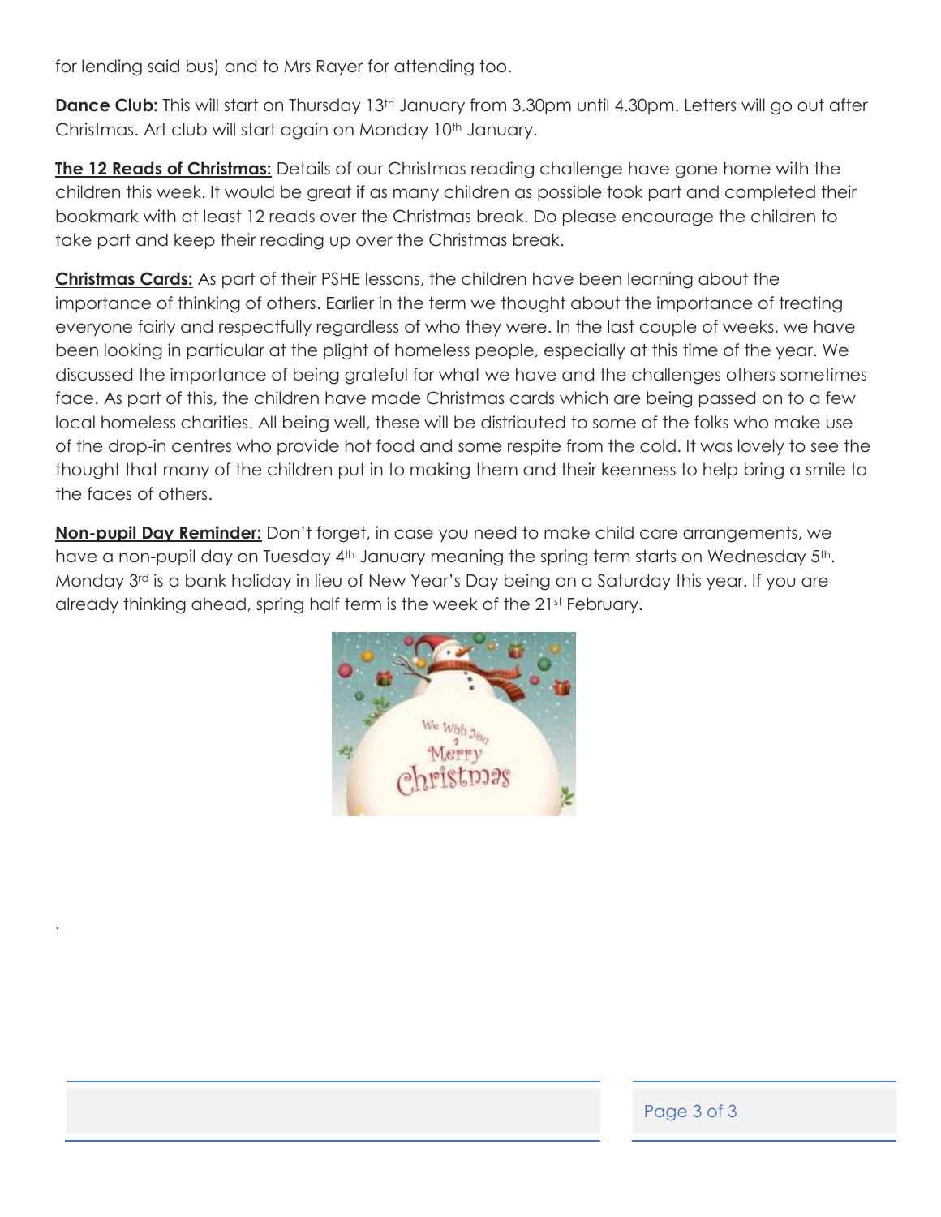for lending said bus) and to Mrs Rayer for attending too.

**Dance Club:** This will start on Thursday 13th January from 3.30pm until 4.30pm. Letters will go out after Christmas. Art club will start again on Monday 10th January.

**The 12 Reads of Christmas:** Details of our Christmas reading challenge have gone home with the children this week. It would be great if as many children as possible took part and completed their bookmark with at least 12 reads over the Christmas break. Do please encourage the children to take part and keep their reading up over the Christmas break.

**Christmas Cards:** As part of their PSHE lessons, the children have been learning about the importance of thinking of others. Earlier in the term we thought about the importance of treating everyone fairly and respectfully regardless of who they were. In the last couple of weeks, we have been looking in particular at the plight of homeless people, especially at this time of the year. We discussed the importance of being grateful for what we have and the challenges others sometimes face. As part of this, the children have made Christmas cards which are being passed on to a few local homeless charities. All being well, these will be distributed to some of the folks who make use of the drop-in centres who provide hot food and some respite from the cold. It was lovely to see the thought that many of the children put in to making them and their keenness to help bring a smile to the faces of others.

**Non-pupil Day Reminder:** Don't forget, in case you need to make child care arrangements, we have a non-pupil day on Tuesday 4th January meaning the spring term starts on Wednesday 5th. Monday 3rd is a bank holiday in lieu of New Year's Day being on a Saturday this year. If you are already thinking ahead, spring half term is the week of the 21st February.